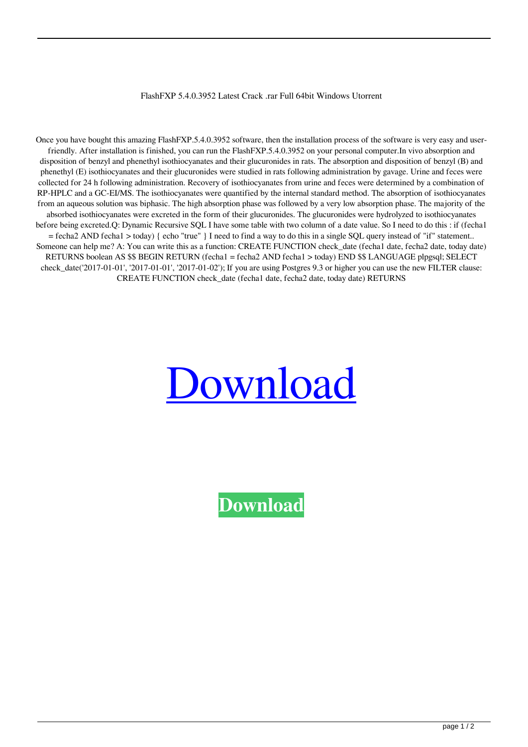FlashFXP 5.4.0.3952 Latest Crack .rar Full 64bit Windows Utorrent

Once you have bought this amazing FlashFXP.5.4.0.3952 software, then the installation process of the software is very easy and user-friendly. After installation is finished, you can run the FlashFXP.5.4.0.3952 on your personal computer.In vivo absorption and disposition of benzyl and phenethyl isothiocyanates and their glucuronides in rats. The absorption and disposition of benzyl (B) and phenethyl (E) isothiocyanates and their glucuronides were studied in rats following administration by gavage. Urine and feces were collected for 24 h following administration. Recovery of isothiocyanates from urine and feces were determined by a combination of RP-HPLC and a GC-EI/MS. The isothiocyanates were quantified by the internal standard method. The absorption of isothiocyanates from an aqueous solution was biphasic. The high absorption phase was followed by a very low absorption phase. The majority of the absorbed isothiocyanates were excreted in the form of their glucuronides. The glucuronides were hydrolyzed to isothiocyanates before being excreted.Q: Dynamic Recursive SQL I have some table with two column of a date value. So I need to do this : if (fecha1 = fecha2 AND fecha1 > today) { echo "true" } I need to find a way to do this in a single SQL query instead of "if" statement.. Someone can help me? A: You can write this as a function: CREATE FUNCTION check_date (fecha1 date, fecha2 date, today date) RETURNS boolean AS $$ BEGIN RETURN (fecha1 = fecha2 AND fecha1 > today) END $$ LANGUAGE plpgsql; SELECT check_date('2017-01-01', '2017-01-01', '2017-01-02'); If you are using Postgres 9.3 or higher you can use the new FILTER clause: CREATE FUNCTION check_date (fecha1 date, fecha2 date, today date) RETURNS

Download

**Download**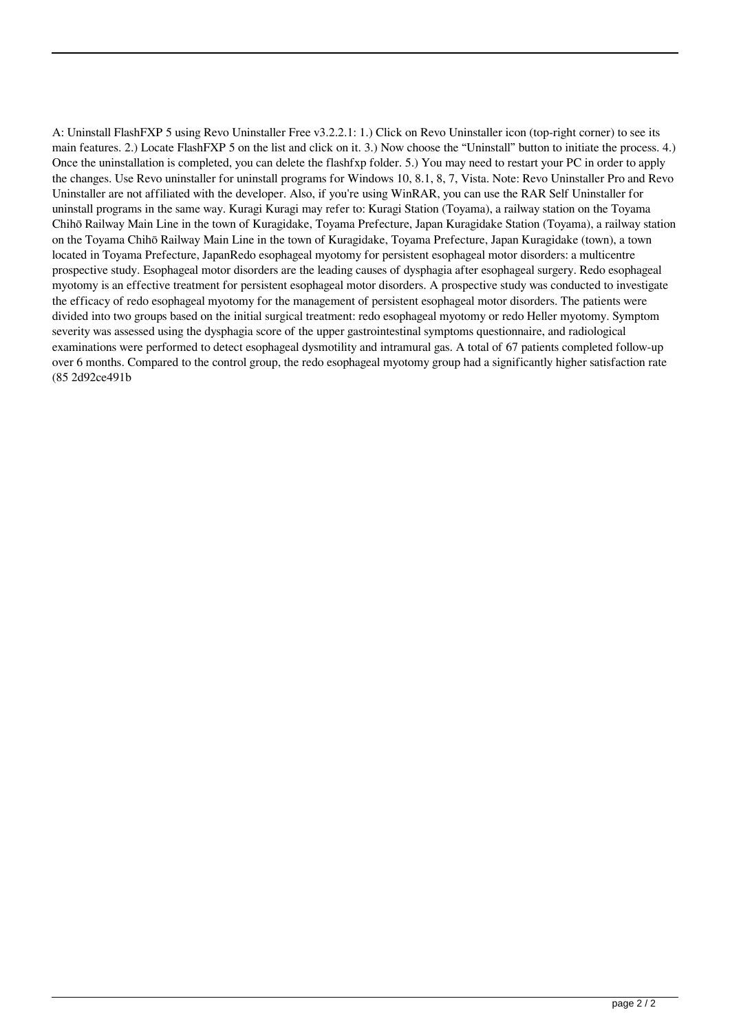A: Uninstall FlashFXP 5 using Revo Uninstaller Free v3.2.2.1: 1.) Click on Revo Uninstaller icon (top-right corner) to see its main features. 2.) Locate FlashFXP 5 on the list and click on it. 3.) Now choose the "Uninstall" button to initiate the process. 4.) Once the uninstallation is completed, you can delete the flashfxp folder. 5.) You may need to restart your PC in order to apply the changes. Use Revo uninstaller for uninstall programs for Windows 10, 8.1, 8, 7, Vista. Note: Revo Uninstaller Pro and Revo Uninstaller are not affiliated with the developer. Also, if you're using WinRAR, you can use the RAR Self Uninstaller for uninstall programs in the same way. Kuragi Kuragi may refer to: Kuragi Station (Toyama), a railway station on the Toyama Chihō Railway Main Line in the town of Kuragidake, Toyama Prefecture, Japan Kuragidake Station (Toyama), a railway station on the Toyama Chihō Railway Main Line in the town of Kuragidake, Toyama Prefecture, Japan Kuragidake (town), a town located in Toyama Prefecture, JapanRedo esophageal myotomy for persistent esophageal motor disorders: a multicentre prospective study. Esophageal motor disorders are the leading causes of dysphagia after esophageal surgery. Redo esophageal myotomy is an effective treatment for persistent esophageal motor disorders. A prospective study was conducted to investigate the efficacy of redo esophageal myotomy for the management of persistent esophageal motor disorders. The patients were divided into two groups based on the initial surgical treatment: redo esophageal myotomy or redo Heller myotomy. Symptom severity was assessed using the dysphagia score of the upper gastrointestinal symptoms questionnaire, and radiological examinations were performed to detect esophageal dysmotility and intramural gas. A total of 67 patients completed follow-up over 6 months. Compared to the control group, the redo esophageal myotomy group had a significantly higher satisfaction rate (85 2d92ce491b